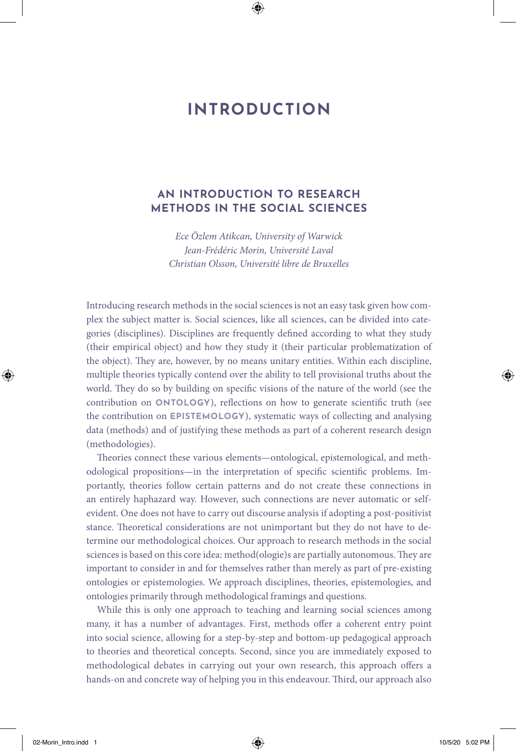# INTRODUCTION

## AN INTRODUCTION TO RESEARCH METHODS IN THE SOCIAL SCIENCES

*Ece Özlem Atikcan, University of Warwick*
*Jean-Frédéric Morin, Université Laval*
*Christian Olsson, Université libre de Bruxelles*

Introducing research methods in the social sciences is not an easy task given how complex the subject matter is. Social sciences, like all sciences, can be divided into categories (disciplines). Disciplines are frequently defined according to what they study (their empirical object) and how they study it (their particular problematization of the object). They are, however, by no means unitary entities. Within each discipline, multiple theories typically contend over the ability to tell provisional truths about the world. They do so by building on specific visions of the nature of the world (see the contribution on **ONTOLOGY**), reflections on how to generate scientific truth (see the contribution on **EPISTEMOLOGY**), systematic ways of collecting and analysing data (methods) and of justifying these methods as part of a coherent research design (methodologies).

Theories connect these various elements—ontological, epistemological, and methodological propositions—in the interpretation of specific scientific problems. Importantly, theories follow certain patterns and do not create these connections in an entirely haphazard way. However, such connections are never automatic or self-evident. One does not have to carry out discourse analysis if adopting a post-positivist stance. Theoretical considerations are not unimportant but they do not have to determine our methodological choices. Our approach to research methods in the social sciences is based on this core idea: method(ologie)s are partially autonomous. They are important to consider in and for themselves rather than merely as part of pre-existing ontologies or epistemologies. We approach disciplines, theories, epistemologies, and ontologies primarily through methodological framings and questions.

While this is only one approach to teaching and learning social sciences among many, it has a number of advantages. First, methods offer a coherent entry point into social science, allowing for a step-by-step and bottom-up pedagogical approach to theories and theoretical concepts. Second, since you are immediately exposed to methodological debates in carrying out your own research, this approach offers a hands-on and concrete way of helping you in this endeavour. Third, our approach also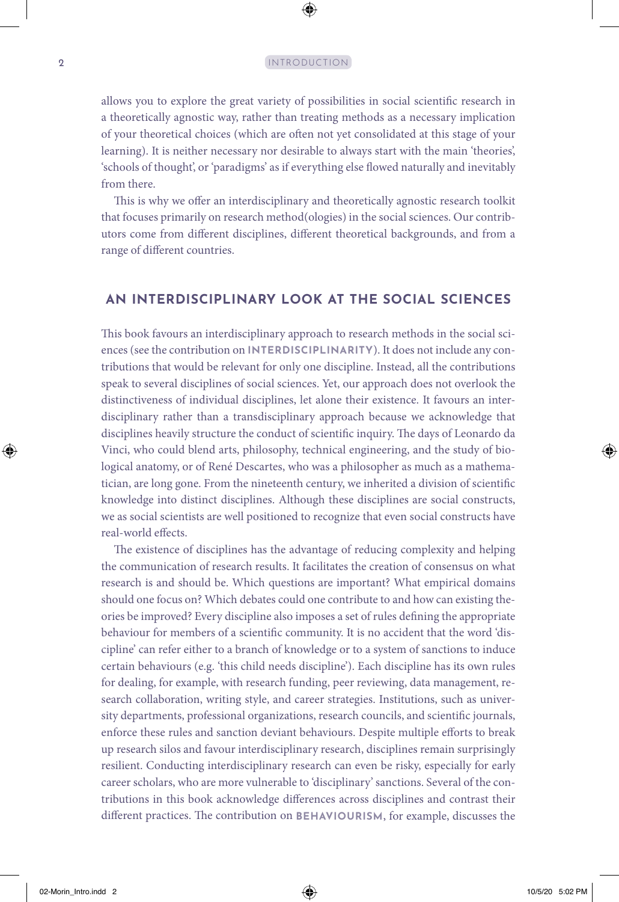allows you to explore the great variety of possibilities in social scientific research in a theoretically agnostic way, rather than treating methods as a necessary implication of your theoretical choices (which are often not yet consolidated at this stage of your learning). It is neither necessary nor desirable to always start with the main 'theories', 'schools of thought', or 'paradigms' as if everything else flowed naturally and inevitably from there.

This is why we offer an interdisciplinary and theoretically agnostic research toolkit that focuses primarily on research method(ologies) in the social sciences. Our contributors come from different disciplines, different theoretical backgrounds, and from a range of different countries.

## AN INTERDISCIPLINARY LOOK AT THE SOCIAL SCIENCES

This book favours an interdisciplinary approach to research methods in the social sciences (see the contribution on **INTERDISCIPLINARITY**). It does not include any contributions that would be relevant for only one discipline. Instead, all the contributions speak to several disciplines of social sciences. Yet, our approach does not overlook the distinctiveness of individual disciplines, let alone their existence. It favours an interdisciplinary rather than a transdisciplinary approach because we acknowledge that disciplines heavily structure the conduct of scientific inquiry. The days of Leonardo da Vinci, who could blend arts, philosophy, technical engineering, and the study of biological anatomy, or of René Descartes, who was a philosopher as much as a mathematician, are long gone. From the nineteenth century, we inherited a division of scientific knowledge into distinct disciplines. Although these disciplines are social constructs, we as social scientists are well positioned to recognize that even social constructs have real-world effects.

The existence of disciplines has the advantage of reducing complexity and helping the communication of research results. It facilitates the creation of consensus on what research is and should be. Which questions are important? What empirical domains should one focus on? Which debates could one contribute to and how can existing theories be improved? Every discipline also imposes a set of rules defining the appropriate behaviour for members of a scientific community. It is no accident that the word 'discipline' can refer either to a branch of knowledge or to a system of sanctions to induce certain behaviours (e.g. 'this child needs discipline'). Each discipline has its own rules for dealing, for example, with research funding, peer reviewing, data management, research collaboration, writing style, and career strategies. Institutions, such as university departments, professional organizations, research councils, and scientific journals, enforce these rules and sanction deviant behaviours. Despite multiple efforts to break up research silos and favour interdisciplinary research, disciplines remain surprisingly resilient. Conducting interdisciplinary research can even be risky, especially for early career scholars, who are more vulnerable to 'disciplinary' sanctions. Several of the contributions in this book acknowledge differences across disciplines and contrast their different practices. The contribution on **BEHAVIOURISM**, for example, discusses the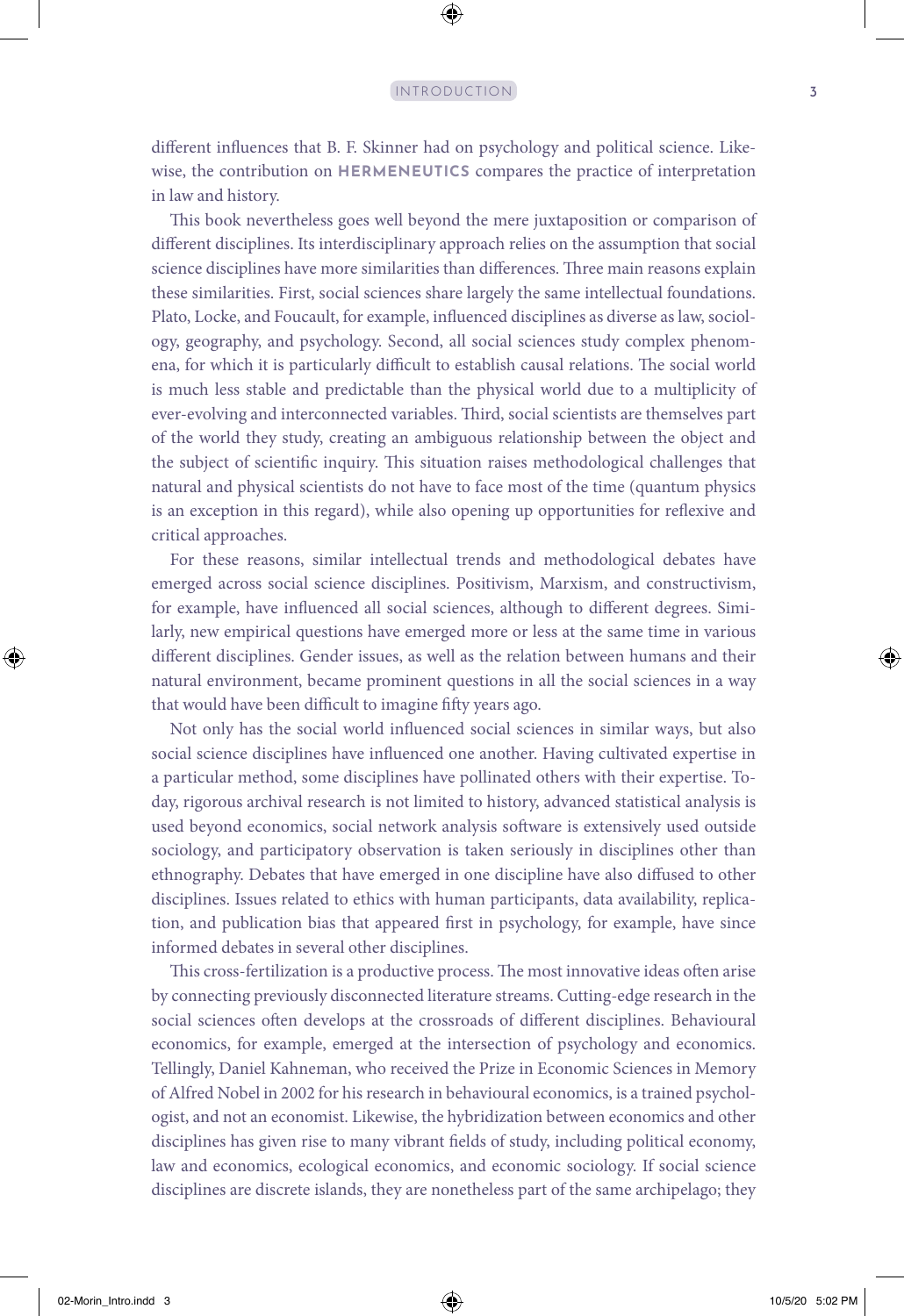different influences that B. F. Skinner had on psychology and political science. Likewise, the contribution on **HERMENEUTICS** compares the practice of interpretation in law and history.

This book nevertheless goes well beyond the mere juxtaposition or comparison of different disciplines. Its interdisciplinary approach relies on the assumption that social science disciplines have more similarities than differences. Three main reasons explain these similarities. First, social sciences share largely the same intellectual foundations. Plato, Locke, and Foucault, for example, influenced disciplines as diverse as law, sociology, geography, and psychology. Second, all social sciences study complex phenomena, for which it is particularly difficult to establish causal relations. The social world is much less stable and predictable than the physical world due to a multiplicity of ever-evolving and interconnected variables. Third, social scientists are themselves part of the world they study, creating an ambiguous relationship between the object and the subject of scientific inquiry. This situation raises methodological challenges that natural and physical scientists do not have to face most of the time (quantum physics is an exception in this regard), while also opening up opportunities for reflexive and critical approaches.

For these reasons, similar intellectual trends and methodological debates have emerged across social science disciplines. Positivism, Marxism, and constructivism, for example, have influenced all social sciences, although to different degrees. Similarly, new empirical questions have emerged more or less at the same time in various different disciplines. Gender issues, as well as the relation between humans and their natural environment, became prominent questions in all the social sciences in a way that would have been difficult to imagine fifty years ago.

Not only has the social world influenced social sciences in similar ways, but also social science disciplines have influenced one another. Having cultivated expertise in a particular method, some disciplines have pollinated others with their expertise. Today, rigorous archival research is not limited to history, advanced statistical analysis is used beyond economics, social network analysis software is extensively used outside sociology, and participatory observation is taken seriously in disciplines other than ethnography. Debates that have emerged in one discipline have also diffused to other disciplines. Issues related to ethics with human participants, data availability, replication, and publication bias that appeared first in psychology, for example, have since informed debates in several other disciplines.

This cross-fertilization is a productive process. The most innovative ideas often arise by connecting previously disconnected literature streams. Cutting-edge research in the social sciences often develops at the crossroads of different disciplines. Behavioural economics, for example, emerged at the intersection of psychology and economics. Tellingly, Daniel Kahneman, who received the Prize in Economic Sciences in Memory of Alfred Nobel in 2002 for his research in behavioural economics, is a trained psychologist, and not an economist. Likewise, the hybridization between economics and other disciplines has given rise to many vibrant fields of study, including political economy, law and economics, ecological economics, and economic sociology. If social science disciplines are discrete islands, they are nonetheless part of the same archipelago; they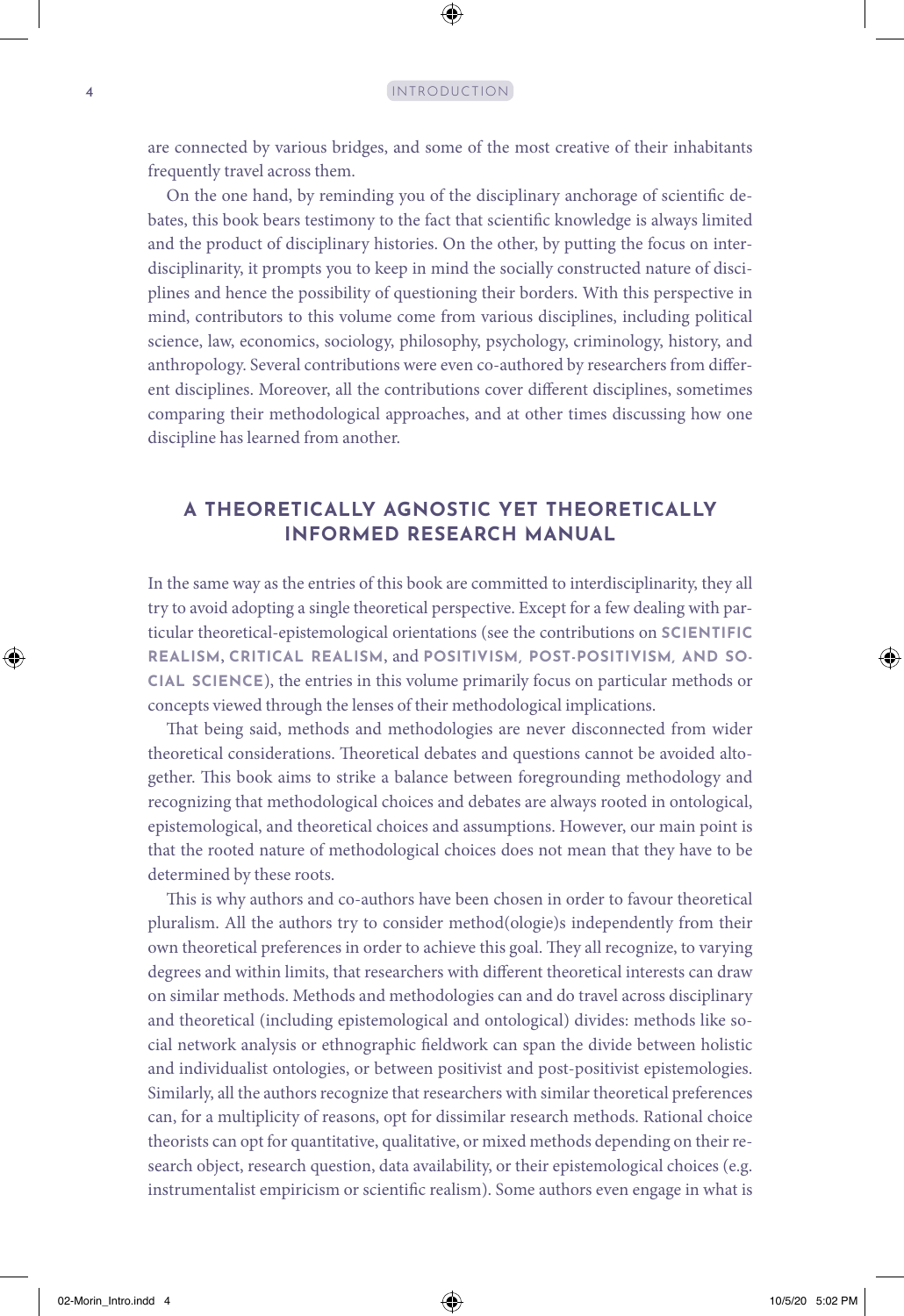are connected by various bridges, and some of the most creative of their inhabitants frequently travel across them.

On the one hand, by reminding you of the disciplinary anchorage of scientific debates, this book bears testimony to the fact that scientific knowledge is always limited and the product of disciplinary histories. On the other, by putting the focus on interdisciplinarity, it prompts you to keep in mind the socially constructed nature of disciplines and hence the possibility of questioning their borders. With this perspective in mind, contributors to this volume come from various disciplines, including political science, law, economics, sociology, philosophy, psychology, criminology, history, and anthropology. Several contributions were even co-authored by researchers from different disciplines. Moreover, all the contributions cover different disciplines, sometimes comparing their methodological approaches, and at other times discussing how one discipline has learned from another.

## A THEORETICALLY AGNOSTIC YET THEORETICALLY INFORMED RESEARCH MANUAL

In the same way as the entries of this book are committed to interdisciplinarity, they all try to avoid adopting a single theoretical perspective. Except for a few dealing with particular theoretical-epistemological orientations (see the contributions on **SCIENTIFIC REALISM**, **CRITICAL REALISM**, and **POSITIVISM, POST-POSITIVISM, AND SOCIAL SCIENCE**), the entries in this volume primarily focus on particular methods or concepts viewed through the lenses of their methodological implications.

That being said, methods and methodologies are never disconnected from wider theoretical considerations. Theoretical debates and questions cannot be avoided altogether. This book aims to strike a balance between foregrounding methodology and recognizing that methodological choices and debates are always rooted in ontological, epistemological, and theoretical choices and assumptions. However, our main point is that the rooted nature of methodological choices does not mean that they have to be determined by these roots.

This is why authors and co-authors have been chosen in order to favour theoretical pluralism. All the authors try to consider method(ologie)s independently from their own theoretical preferences in order to achieve this goal. They all recognize, to varying degrees and within limits, that researchers with different theoretical interests can draw on similar methods. Methods and methodologies can and do travel across disciplinary and theoretical (including epistemological and ontological) divides: methods like social network analysis or ethnographic fieldwork can span the divide between holistic and individualist ontologies, or between positivist and post-positivist epistemologies. Similarly, all the authors recognize that researchers with similar theoretical preferences can, for a multiplicity of reasons, opt for dissimilar research methods. Rational choice theorists can opt for quantitative, qualitative, or mixed methods depending on their research object, research question, data availability, or their epistemological choices (e.g. instrumentalist empiricism or scientific realism). Some authors even engage in what is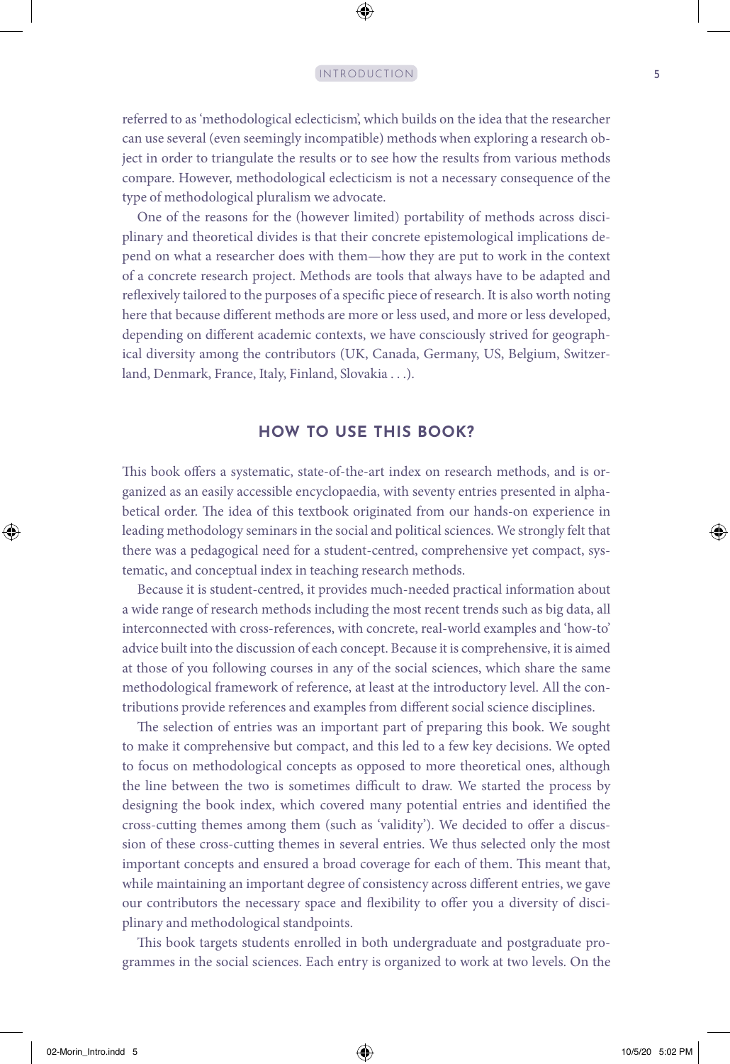referred to as 'methodological eclecticism', which builds on the idea that the researcher can use several (even seemingly incompatible) methods when exploring a research object in order to triangulate the results or to see how the results from various methods compare. However, methodological eclecticism is not a necessary consequence of the type of methodological pluralism we advocate.

One of the reasons for the (however limited) portability of methods across disciplinary and theoretical divides is that their concrete epistemological implications depend on what a researcher does with them—how they are put to work in the context of a concrete research project. Methods are tools that always have to be adapted and reflexively tailored to the purposes of a specific piece of research. It is also worth noting here that because different methods are more or less used, and more or less developed, depending on different academic contexts, we have consciously strived for geographical diversity among the contributors (UK, Canada, Germany, US, Belgium, Switzerland, Denmark, France, Italy, Finland, Slovakia . . .).

## HOW TO USE THIS BOOK?

This book offers a systematic, state-of-the-art index on research methods, and is organized as an easily accessible encyclopaedia, with seventy entries presented in alphabetical order. The idea of this textbook originated from our hands-on experience in leading methodology seminars in the social and political sciences. We strongly felt that there was a pedagogical need for a student-centred, comprehensive yet compact, systematic, and conceptual index in teaching research methods.

Because it is student-centred, it provides much-needed practical information about a wide range of research methods including the most recent trends such as big data, all interconnected with cross-references, with concrete, real-world examples and 'how-to' advice built into the discussion of each concept. Because it is comprehensive, it is aimed at those of you following courses in any of the social sciences, which share the same methodological framework of reference, at least at the introductory level. All the contributions provide references and examples from different social science disciplines.

The selection of entries was an important part of preparing this book. We sought to make it comprehensive but compact, and this led to a few key decisions. We opted to focus on methodological concepts as opposed to more theoretical ones, although the line between the two is sometimes difficult to draw. We started the process by designing the book index, which covered many potential entries and identified the cross-cutting themes among them (such as 'validity'). We decided to offer a discussion of these cross-cutting themes in several entries. We thus selected only the most important concepts and ensured a broad coverage for each of them. This meant that, while maintaining an important degree of consistency across different entries, we gave our contributors the necessary space and flexibility to offer you a diversity of disciplinary and methodological standpoints.

This book targets students enrolled in both undergraduate and postgraduate programmes in the social sciences. Each entry is organized to work at two levels. On the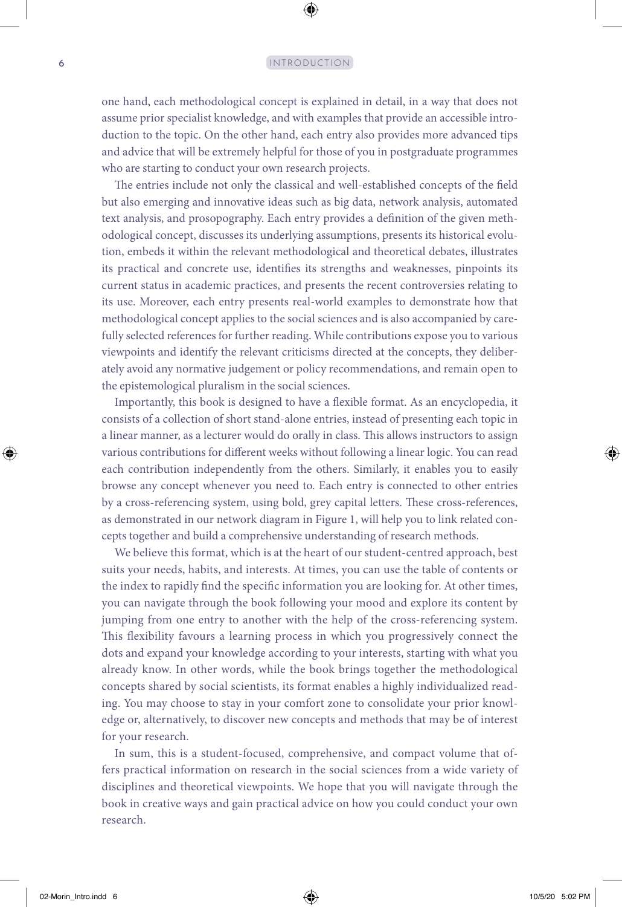one hand, each methodological concept is explained in detail, in a way that does not assume prior specialist knowledge, and with examples that provide an accessible introduction to the topic. On the other hand, each entry also provides more advanced tips and advice that will be extremely helpful for those of you in postgraduate programmes who are starting to conduct your own research projects.

The entries include not only the classical and well-established concepts of the field but also emerging and innovative ideas such as big data, network analysis, automated text analysis, and prosopography. Each entry provides a definition of the given methodological concept, discusses its underlying assumptions, presents its historical evolution, embeds it within the relevant methodological and theoretical debates, illustrates its practical and concrete use, identifies its strengths and weaknesses, pinpoints its current status in academic practices, and presents the recent controversies relating to its use. Moreover, each entry presents real-world examples to demonstrate how that methodological concept applies to the social sciences and is also accompanied by carefully selected references for further reading. While contributions expose you to various viewpoints and identify the relevant criticisms directed at the concepts, they deliberately avoid any normative judgement or policy recommendations, and remain open to the epistemological pluralism in the social sciences.

Importantly, this book is designed to have a flexible format. As an encyclopedia, it consists of a collection of short stand-alone entries, instead of presenting each topic in a linear manner, as a lecturer would do orally in class. This allows instructors to assign various contributions for different weeks without following a linear logic. You can read each contribution independently from the others. Similarly, it enables you to easily browse any concept whenever you need to. Each entry is connected to other entries by a cross-referencing system, using bold, grey capital letters. These cross-references, as demonstrated in our network diagram in Figure 1, will help you to link related concepts together and build a comprehensive understanding of research methods.

We believe this format, which is at the heart of our student-centred approach, best suits your needs, habits, and interests. At times, you can use the table of contents or the index to rapidly find the specific information you are looking for. At other times, you can navigate through the book following your mood and explore its content by jumping from one entry to another with the help of the cross-referencing system. This flexibility favours a learning process in which you progressively connect the dots and expand your knowledge according to your interests, starting with what you already know. In other words, while the book brings together the methodological concepts shared by social scientists, its format enables a highly individualized reading. You may choose to stay in your comfort zone to consolidate your prior knowledge or, alternatively, to discover new concepts and methods that may be of interest for your research.

In sum, this is a student-focused, comprehensive, and compact volume that offers practical information on research in the social sciences from a wide variety of disciplines and theoretical viewpoints. We hope that you will navigate through the book in creative ways and gain practical advice on how you could conduct your own research.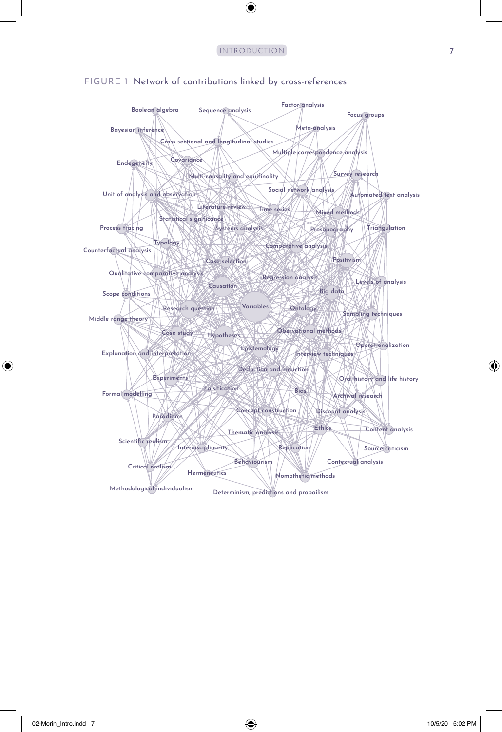FIGURE 1 Network of contributions linked by cross-references

Boolean algebra
Sequence analysis
Factor analysis
Focus groups
Bayesian inference
Meta-analysis
Cross-sectional and longitudinal studies
Multiple correspondence analysis
Endogeneity
Covariance
Multi-causality and equifinality
Survey research
Social network analysis
Unit of analysis and observation
Automated text analysis
Literature review
Time series
Mixed methods
Statistical significance
Process tracing
Systems analysis
Prosopography
Triangulation
Typology
Comparative analysis
Counterfactual analysis
Case selection
Positivism
Qualitative comparative analysis
Regression analysis
Levels of analysis
Causation
Scope conditions
Big data
Variables
Research question
Ontology
Sampling techniques
Middle range theory
Obervational methods
Case study
Hypotheses
Operationalization
Epistemology
Explanation and interpretation
Interview techniques
Deduction and induction
Oral history and life history
Experiments
Bias
Falsification
Formal modelling
Archival research
Concept construction
Discourse analysis
Paradigms
Ethics
Content analysis
Thematic analysis
Scientific realism
Replication
Interdisciplinarity
Source criticism
Behaviourism
Contextual analysis
Critical realism
Hermeneutics
Nomothetic methods
Methodological individualism
Determinism, predictions and probailism